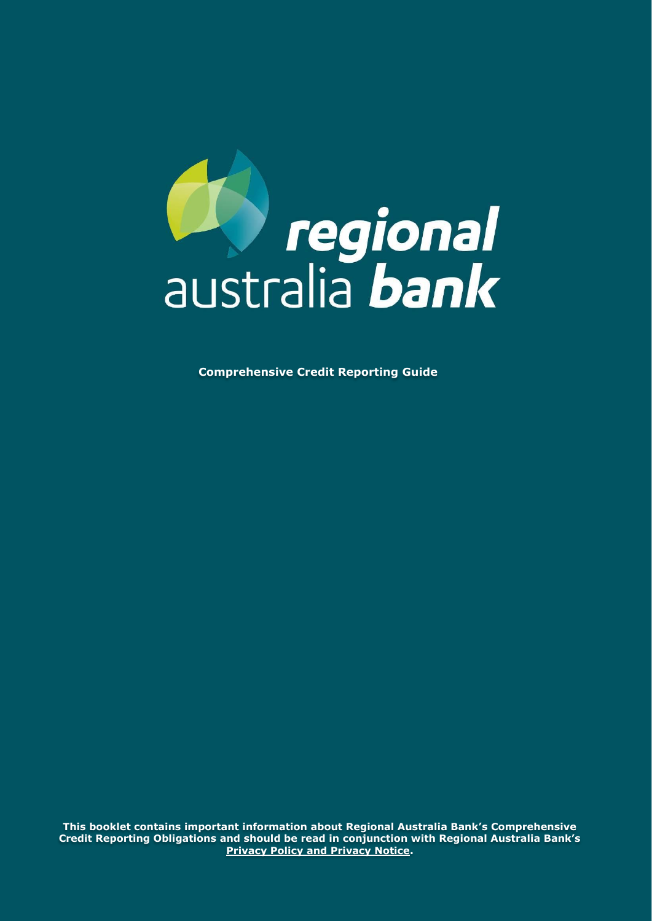# regional australia bank

**Comprehensive Credit Reporting Guide**

**This booklet contains important information about Regional Australia Bank's Comprehensive Credit Reporting Obligations and should be read in conjunction with Regional Australia Bank's Privacy Policy and Privacy Notice.**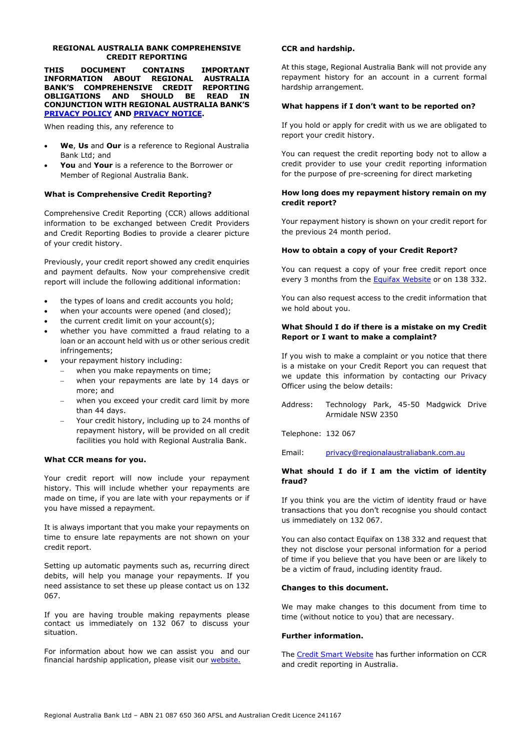# REGIONAL AUSTRALIA BANK COMPREHENSIVE CREDIT REPORTING

**THIS DOCUMENT CONTAINS IMPORTANT INFORMATION ABOUT REGIONAL AUSTRALIA BANK'S COMPREHENSIVE CREDIT REPORTING OBLIGATIONS AND SHOULD BE READ IN CONJUNCTION WITH REGIONAL AUSTRALIA BANK'S [PRIVACY POLICY] AND [PRIVACY NOTICE].**

When reading this, any reference to

- **We**, **Us** and **Our** is a reference to Regional Australia Bank Ltd; and
- **You** and **Your** is a reference to the Borrower or Member of Regional Australia Bank.

### What is Comprehensive Credit Reporting?

Comprehensive Credit Reporting (CCR) allows additional information to be exchanged between Credit Providers and Credit Reporting Bodies to provide a clearer picture of your credit history.

Previously, your credit report showed any credit enquiries and payment defaults. Now your comprehensive credit report will include the following additional information:

- the types of loans and credit accounts you hold;
- when your accounts were opened (and closed);
- the current credit limit on your account(s);
- whether you have committed a fraud relating to a loan or an account held with us or other serious credit infringements;
- your repayment history including:
  - when you make repayments on time;
  - when your repayments are late by 14 days or more; and
  - when you exceed your credit card limit by more than 44 days.
  - Your credit history, including up to 24 months of repayment history, will be provided on all credit facilities you hold with Regional Australia Bank.

### What CCR means for you.

Your credit report will now include your repayment history. This will include whether your repayments are made on time, if you are late with your repayments or if you have missed a repayment.

It is always important that you make your repayments on time to ensure late repayments are not shown on your credit report.

Setting up automatic payments such as, recurring direct debits, will help you manage your repayments. If you need assistance to set these up please contact us on 132 067.

If you are having trouble making repayments please contact us immediately on 132 067 to discuss your situation.

For information about how we can assist you and our financial hardship application, please visit our [website.]

### CCR and hardship.

At this stage, Regional Australia Bank will not provide any repayment history for an account in a current formal hardship arrangement.

### What happens if I don't want to be reported on?

If you hold or apply for credit with us we are obligated to report your credit history.

You can request the credit reporting body not to allow a credit provider to use your credit reporting information for the purpose of pre-screening for direct marketing

### How long does my repayment history remain on my credit report?

Your repayment history is shown on your credit report for the previous 24 month period.

### How to obtain a copy of your Credit Report?

You can request a copy of your free credit report once every 3 months from the [Equifax Website] or on 138 332.

You can also request access to the credit information that we hold about you.

### What Should I do if there is a mistake on my Credit Report or I want to make a complaint?

If you wish to make a complaint or you notice that there is a mistake on your Credit Report you can request that we update this information by contacting our Privacy Officer using the below details:

Address: Technology Park, 45-50 Madgwick Drive Armidale NSW 2350

Telephone: 132 067

Email: privacy@regionalaustraliabank.com.au

### What should I do if I am the victim of identity fraud?

If you think you are the victim of identity fraud or have transactions that you don't recognise you should contact us immediately on 132 067.

You can also contact Equifax on 138 332 and request that they not disclose your personal information for a period of time if you believe that you have been or are likely to be a victim of fraud, including identity fraud.

### Changes to this document.

We may make changes to this document from time to time (without notice to you) that are necessary.

### Further information.

The [Credit Smart Website] has further information on CCR and credit reporting in Australia.

Regional Australia Bank Ltd – ABN 21 087 650 360 AFSL and Australian Credit Licence 241167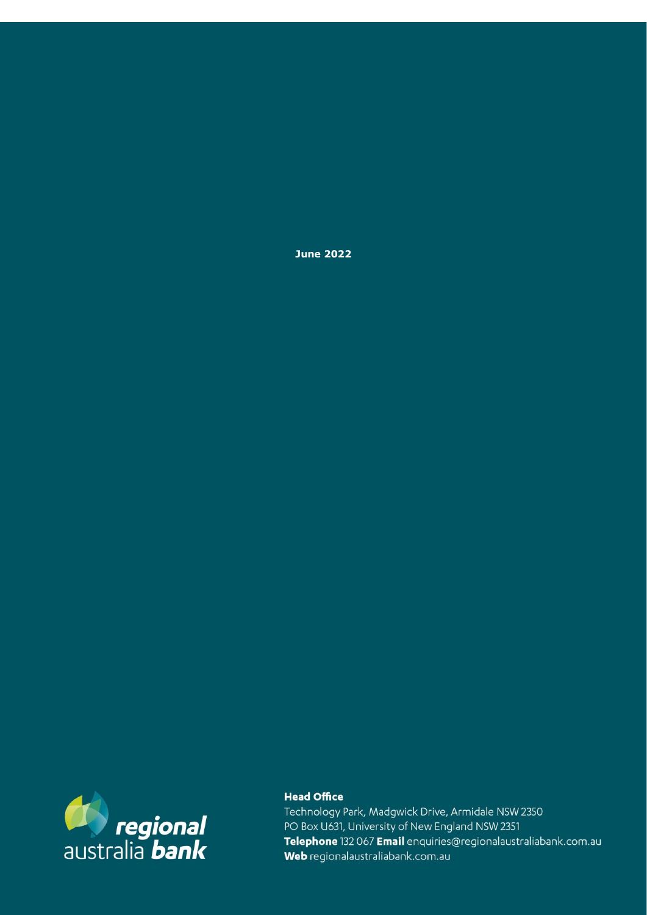**June 2022**

**Head Office**
Technology Park, Madgwick Drive, Armidale NSW 2350
PO Box U631, University of New England NSW 2351
**Telephone** 132 067 **Email** enquiries@regionalaustraliabank.com.au
**Web** regionalaustraliabank.com.au